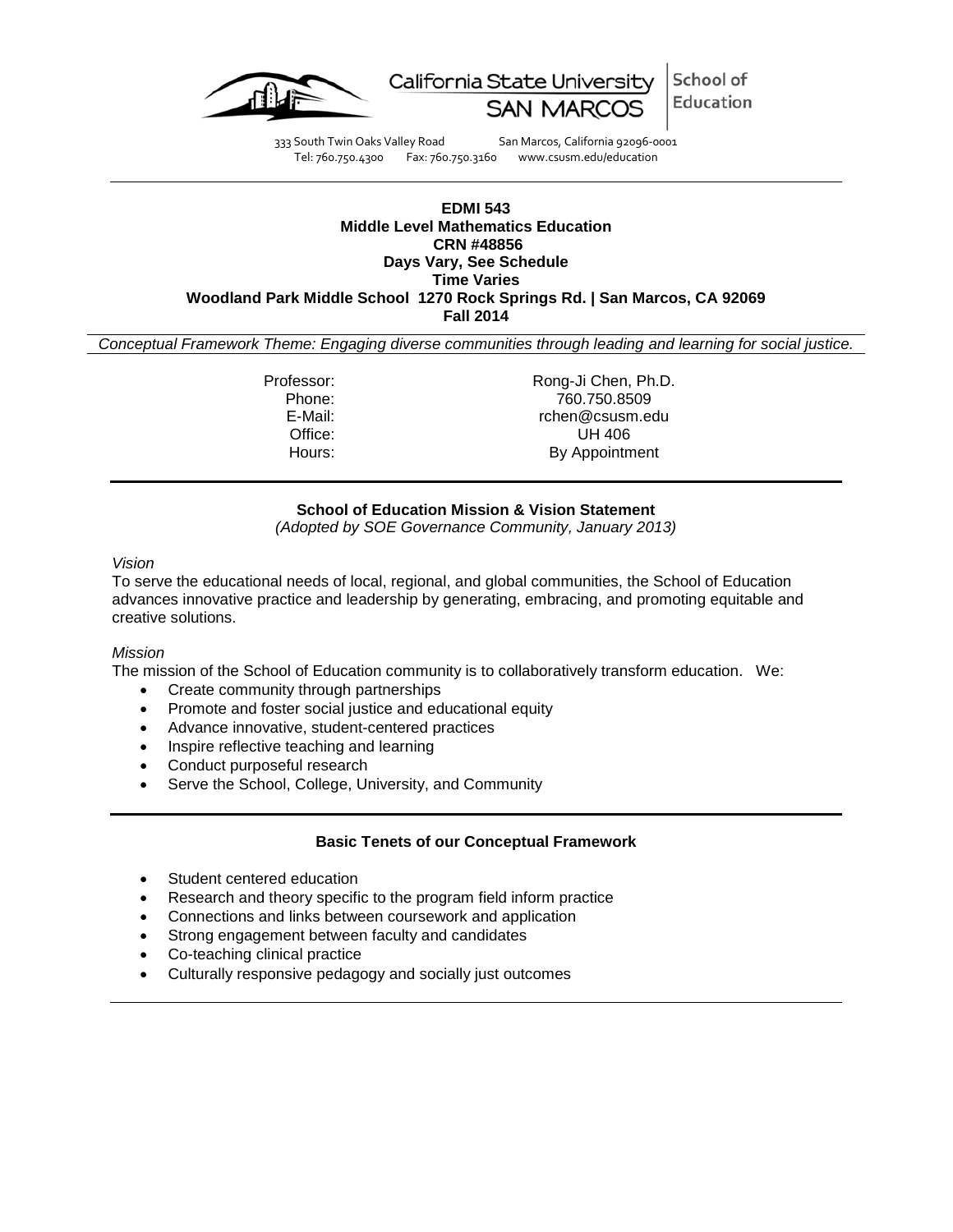California State University SAN MARCOS | School of Education

333 South Twin Oaks Valley Road San Marcos, California 92096-0001
Tel: 760.750.4300 Fax: 760.750.3160 www.csusm.edu/education

**EDMI 543**
**Middle Level Mathematics Education**
**CRN #48856**
**Days Vary, See Schedule**
**Time Varies**
**Woodland Park Middle School 1270 Rock Springs Rd. | San Marcos, CA 92069**
**Fall 2014**

*Conceptual Framework Theme: Engaging diverse communities through leading and learning for social justice.*

| | |
|---|---|
| Professor: | Rong-Ji Chen, Ph.D. |
| Phone: | 760.750.8509 |
| E-Mail: | rchen@csusm.edu |
| Office: | UH 406 |
| Hours: | By Appointment |

**School of Education Mission & Vision Statement**
*(Adopted by SOE Governance Community, January 2013)*

*Vision*

To serve the educational needs of local, regional, and global communities, the School of Education advances innovative practice and leadership by generating, embracing, and promoting equitable and creative solutions.

*Mission*

The mission of the School of Education community is to collaboratively transform education. We:

- Create community through partnerships
- Promote and foster social justice and educational equity
- Advance innovative, student-centered practices
- Inspire reflective teaching and learning
- Conduct purposeful research
- Serve the School, College, University, and Community

**Basic Tenets of our Conceptual Framework**

- Student centered education
- Research and theory specific to the program field inform practice
- Connections and links between coursework and application
- Strong engagement between faculty and candidates
- Co-teaching clinical practice
- Culturally responsive pedagogy and socially just outcomes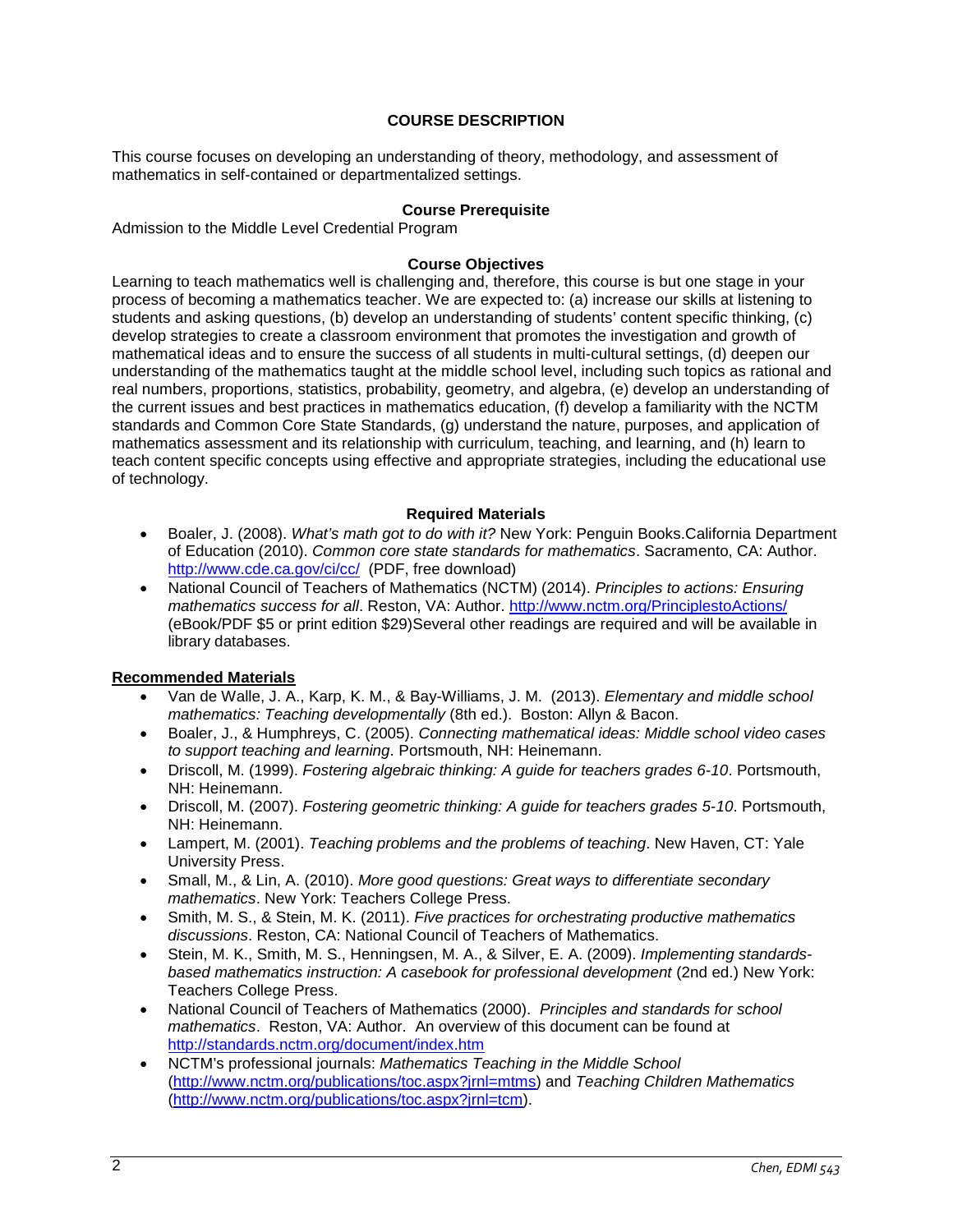## COURSE DESCRIPTION

This course focuses on developing an understanding of theory, methodology, and assessment of mathematics in self-contained or departmentalized settings.

### Course Prerequisite

Admission to the Middle Level Credential Program

### Course Objectives

Learning to teach mathematics well is challenging and, therefore, this course is but one stage in your process of becoming a mathematics teacher. We are expected to: (a) increase our skills at listening to students and asking questions, (b) develop an understanding of students' content specific thinking, (c) develop strategies to create a classroom environment that promotes the investigation and growth of mathematical ideas and to ensure the success of all students in multi-cultural settings, (d) deepen our understanding of the mathematics taught at the middle school level, including such topics as rational and real numbers, proportions, statistics, probability, geometry, and algebra, (e) develop an understanding of the current issues and best practices in mathematics education, (f) develop a familiarity with the NCTM standards and Common Core State Standards, (g) understand the nature, purposes, and application of mathematics assessment and its relationship with curriculum, teaching, and learning, and (h) learn to teach content specific concepts using effective and appropriate strategies, including the educational use of technology.

### Required Materials

- Boaler, J. (2008). *What's math got to do with it?* New York: Penguin Books.California Department of Education (2010). *Common core state standards for mathematics*. Sacramento, CA: Author. http://www.cde.ca.gov/ci/cc/ (PDF, free download)
- National Council of Teachers of Mathematics (NCTM) (2014). *Principles to actions: Ensuring mathematics success for all*. Reston, VA: Author. http://www.nctm.org/PrinciplestoActions/ (eBook/PDF $5 or print edition $29)Several other readings are required and will be available in library databases.

**Recommended Materials**

- Van de Walle, J. A., Karp, K. M., & Bay-Williams, J. M. (2013). *Elementary and middle school mathematics: Teaching developmentally* (8th ed.). Boston: Allyn & Bacon.
- Boaler, J., & Humphreys, C. (2005). *Connecting mathematical ideas: Middle school video cases to support teaching and learning*. Portsmouth, NH: Heinemann.
- Driscoll, M. (1999). *Fostering algebraic thinking: A guide for teachers grades 6-10*. Portsmouth, NH: Heinemann.
- Driscoll, M. (2007). *Fostering geometric thinking: A guide for teachers grades 5-10*. Portsmouth, NH: Heinemann.
- Lampert, M. (2001). *Teaching problems and the problems of teaching*. New Haven, CT: Yale University Press.
- Small, M., & Lin, A. (2010). *More good questions: Great ways to differentiate secondary mathematics*. New York: Teachers College Press.
- Smith, M. S., & Stein, M. K. (2011). *Five practices for orchestrating productive mathematics discussions*. Reston, CA: National Council of Teachers of Mathematics.
- Stein, M. K., Smith, M. S., Henningsen, M. A., & Silver, E. A. (2009). *Implementing standards-based mathematics instruction: A casebook for professional development* (2nd ed.) New York: Teachers College Press.
- National Council of Teachers of Mathematics (2000). *Principles and standards for school mathematics*. Reston, VA: Author. An overview of this document can be found at http://standards.nctm.org/document/index.htm
- NCTM's professional journals: *Mathematics Teaching in the Middle School* (http://www.nctm.org/publications/toc.aspx?jrnl=mtms) and *Teaching Children Mathematics* (http://www.nctm.org/publications/toc.aspx?jrnl=tcm).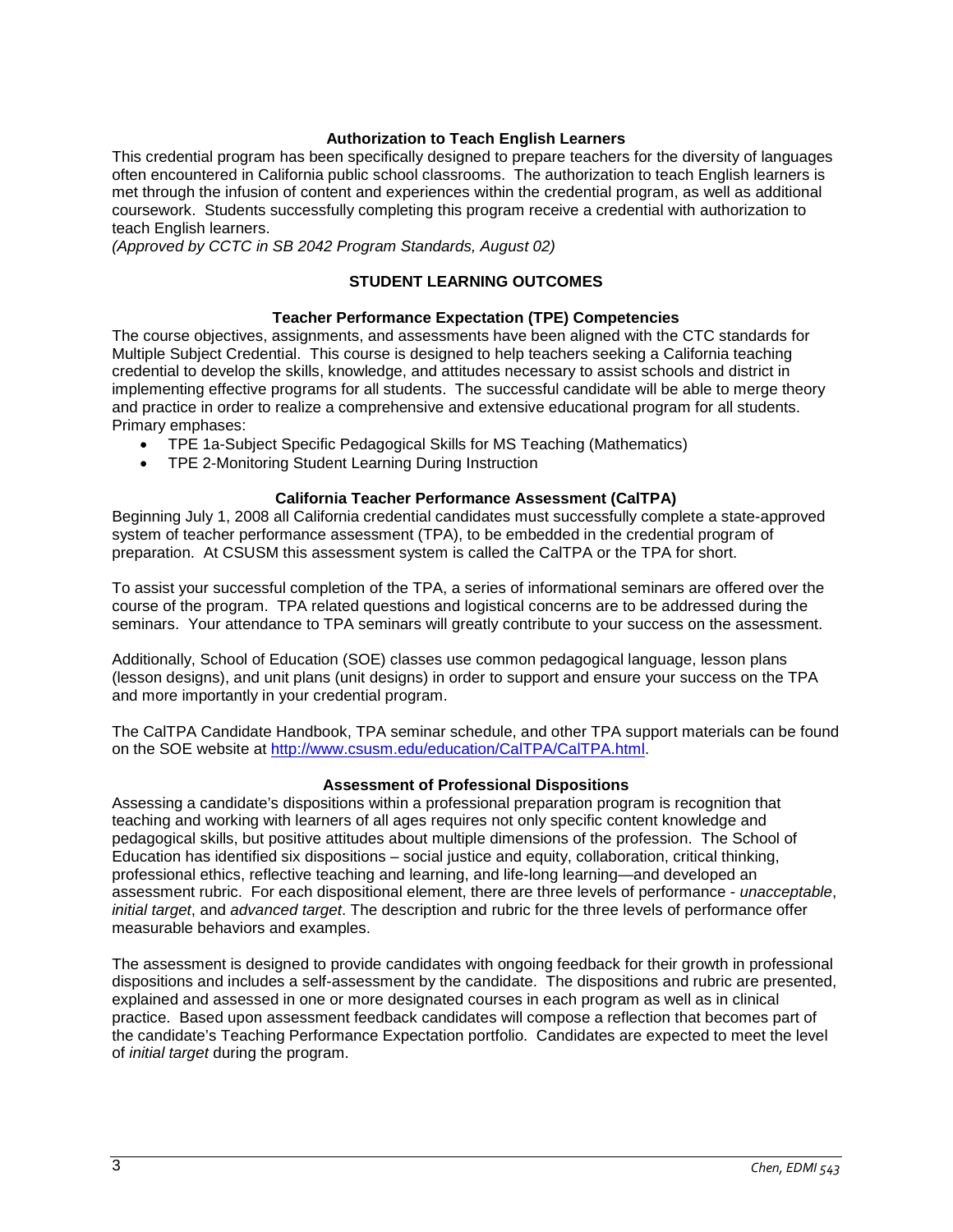### Authorization to Teach English Learners

This credential program has been specifically designed to prepare teachers for the diversity of languages often encountered in California public school classrooms. The authorization to teach English learners is met through the infusion of content and experiences within the credential program, as well as additional coursework. Students successfully completing this program receive a credential with authorization to teach English learners.
*(Approved by CCTC in SB 2042 Program Standards, August 02)*

## STUDENT LEARNING OUTCOMES

### Teacher Performance Expectation (TPE) Competencies

The course objectives, assignments, and assessments have been aligned with the CTC standards for Multiple Subject Credential. This course is designed to help teachers seeking a California teaching credential to develop the skills, knowledge, and attitudes necessary to assist schools and district in implementing effective programs for all students. The successful candidate will be able to merge theory and practice in order to realize a comprehensive and extensive educational program for all students. Primary emphases:

- TPE 1a-Subject Specific Pedagogical Skills for MS Teaching (Mathematics)
- TPE 2-Monitoring Student Learning During Instruction

### California Teacher Performance Assessment (CalTPA)

Beginning July 1, 2008 all California credential candidates must successfully complete a state-approved system of teacher performance assessment (TPA), to be embedded in the credential program of preparation. At CSUSM this assessment system is called the CalTPA or the TPA for short.

To assist your successful completion of the TPA, a series of informational seminars are offered over the course of the program. TPA related questions and logistical concerns are to be addressed during the seminars. Your attendance to TPA seminars will greatly contribute to your success on the assessment.

Additionally, School of Education (SOE) classes use common pedagogical language, lesson plans (lesson designs), and unit plans (unit designs) in order to support and ensure your success on the TPA and more importantly in your credential program.

The CalTPA Candidate Handbook, TPA seminar schedule, and other TPA support materials can be found on the SOE website at http://www.csusm.edu/education/CalTPA/CalTPA.html.

### Assessment of Professional Dispositions

Assessing a candidate's dispositions within a professional preparation program is recognition that teaching and working with learners of all ages requires not only specific content knowledge and pedagogical skills, but positive attitudes about multiple dimensions of the profession. The School of Education has identified six dispositions – social justice and equity, collaboration, critical thinking, professional ethics, reflective teaching and learning, and life-long learning—and developed an assessment rubric. For each dispositional element, there are three levels of performance - *unacceptable*, *initial target*, and *advanced target*. The description and rubric for the three levels of performance offer measurable behaviors and examples.

The assessment is designed to provide candidates with ongoing feedback for their growth in professional dispositions and includes a self-assessment by the candidate. The dispositions and rubric are presented, explained and assessed in one or more designated courses in each program as well as in clinical practice. Based upon assessment feedback candidates will compose a reflection that becomes part of the candidate's Teaching Performance Expectation portfolio. Candidates are expected to meet the level of *initial target* during the program.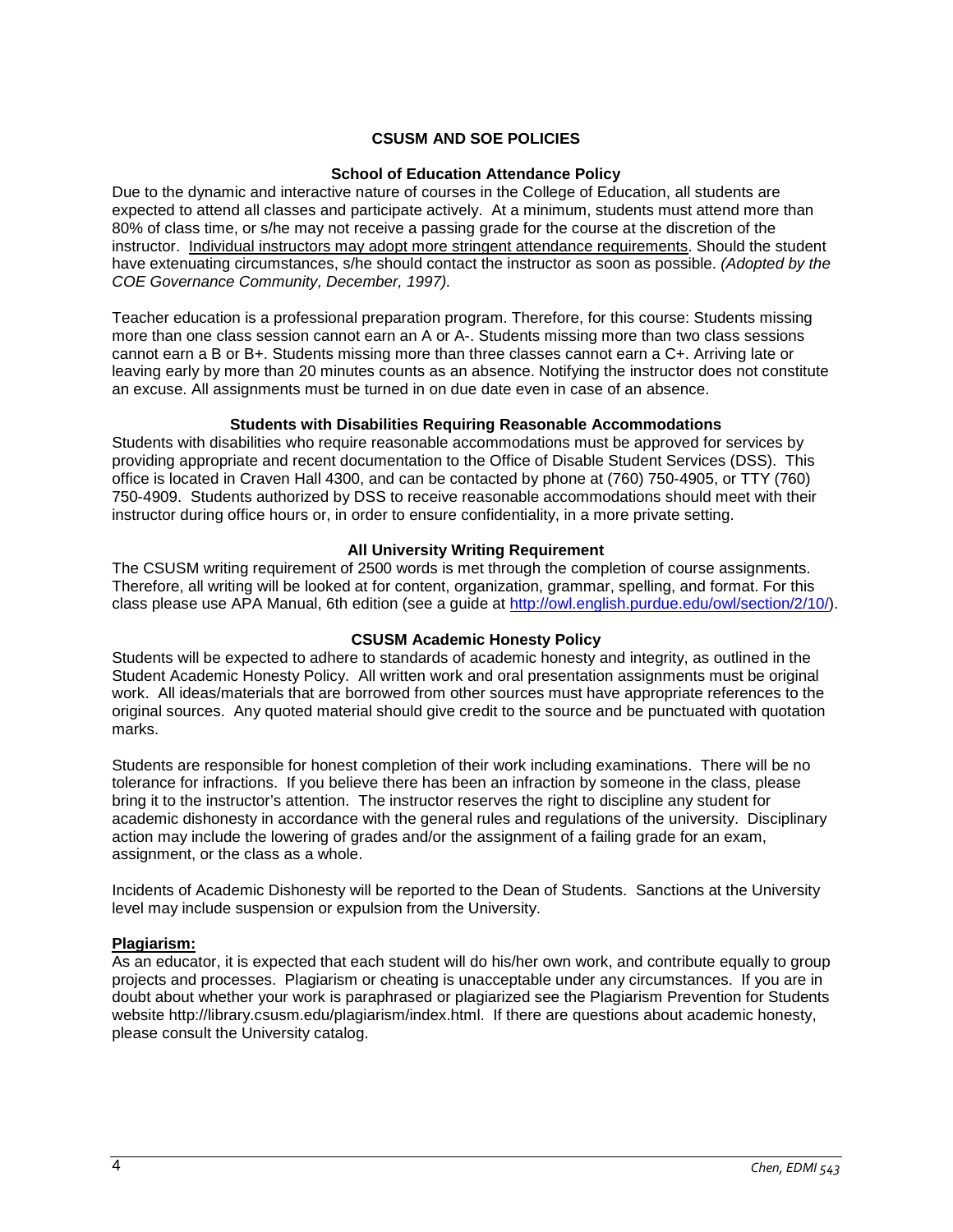# CSUSM AND SOE POLICIES

## School of Education Attendance Policy

Due to the dynamic and interactive nature of courses in the College of Education, all students are expected to attend all classes and participate actively. At a minimum, students must attend more than 80% of class time, or s/he may not receive a passing grade for the course at the discretion of the instructor. Individual instructors may adopt more stringent attendance requirements. Should the student have extenuating circumstances, s/he should contact the instructor as soon as possible. *(Adopted by the COE Governance Community, December, 1997).*

Teacher education is a professional preparation program. Therefore, for this course: Students missing more than one class session cannot earn an A or A-. Students missing more than two class sessions cannot earn a B or B+. Students missing more than three classes cannot earn a C+. Arriving late or leaving early by more than 20 minutes counts as an absence. Notifying the instructor does not constitute an excuse. All assignments must be turned in on due date even in case of an absence.

## Students with Disabilities Requiring Reasonable Accommodations

Students with disabilities who require reasonable accommodations must be approved for services by providing appropriate and recent documentation to the Office of Disable Student Services (DSS). This office is located in Craven Hall 4300, and can be contacted by phone at (760) 750-4905, or TTY (760) 750-4909. Students authorized by DSS to receive reasonable accommodations should meet with their instructor during office hours or, in order to ensure confidentiality, in a more private setting.

## All University Writing Requirement

The CSUSM writing requirement of 2500 words is met through the completion of course assignments. Therefore, all writing will be looked at for content, organization, grammar, spelling, and format. For this class please use APA Manual, 6th edition (see a guide at http://owl.english.purdue.edu/owl/section/2/10/).

## CSUSM Academic Honesty Policy

Students will be expected to adhere to standards of academic honesty and integrity, as outlined in the Student Academic Honesty Policy. All written work and oral presentation assignments must be original work. All ideas/materials that are borrowed from other sources must have appropriate references to the original sources. Any quoted material should give credit to the source and be punctuated with quotation marks.

Students are responsible for honest completion of their work including examinations. There will be no tolerance for infractions. If you believe there has been an infraction by someone in the class, please bring it to the instructor's attention. The instructor reserves the right to discipline any student for academic dishonesty in accordance with the general rules and regulations of the university. Disciplinary action may include the lowering of grades and/or the assignment of a failing grade for an exam, assignment, or the class as a whole.

Incidents of Academic Dishonesty will be reported to the Dean of Students. Sanctions at the University level may include suspension or expulsion from the University.

**Plagiarism:**

As an educator, it is expected that each student will do his/her own work, and contribute equally to group projects and processes. Plagiarism or cheating is unacceptable under any circumstances. If you are in doubt about whether your work is paraphrased or plagiarized see the Plagiarism Prevention for Students website http://library.csusm.edu/plagiarism/index.html. If there are questions about academic honesty, please consult the University catalog.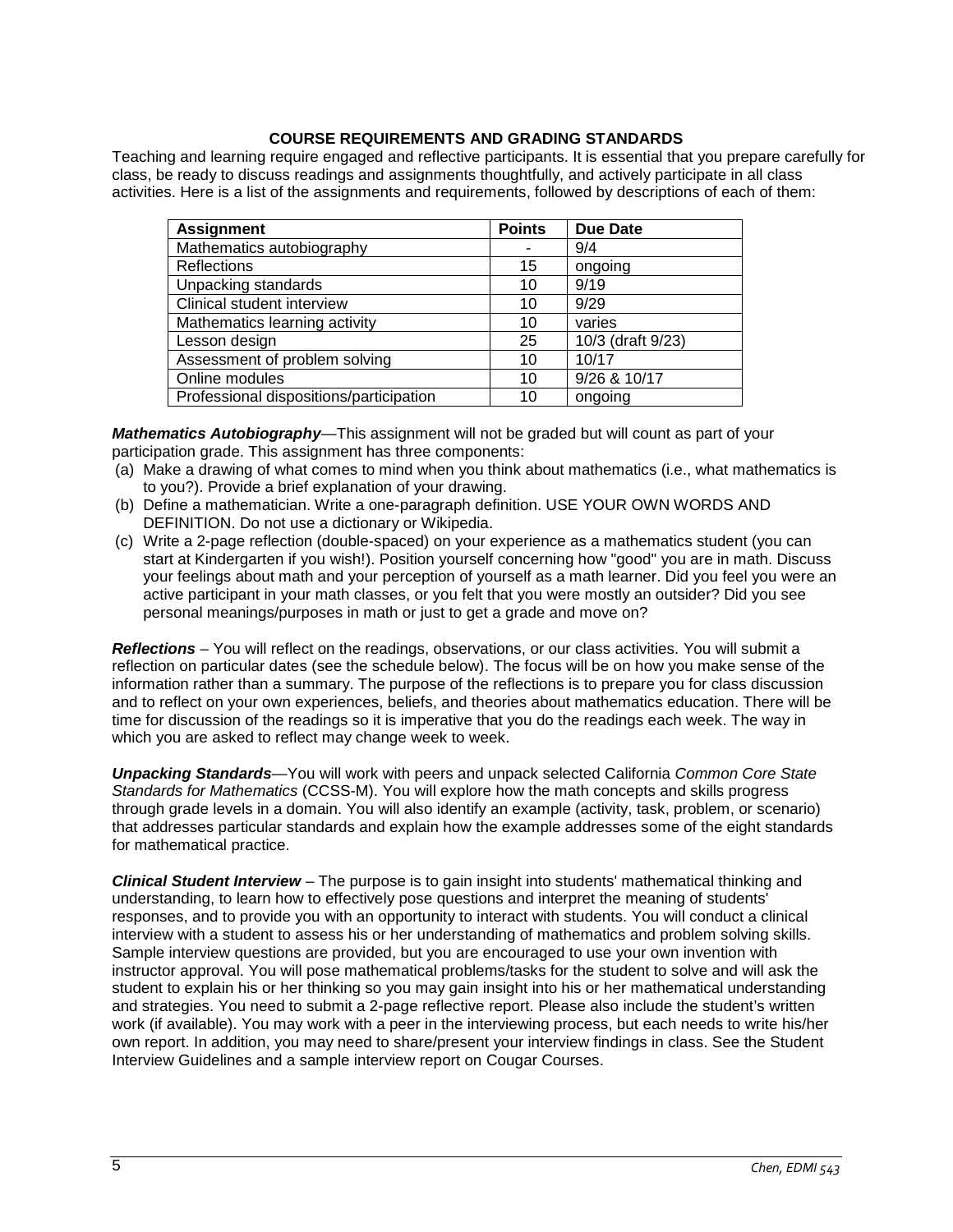## COURSE REQUIREMENTS AND GRADING STANDARDS

Teaching and learning require engaged and reflective participants. It is essential that you prepare carefully for class, be ready to discuss readings and assignments thoughtfully, and actively participate in all class activities. Here is a list of the assignments and requirements, followed by descriptions of each of them:

| Assignment | Points | Due Date |
|---|---|---|
| Mathematics autobiography | - | 9/4 |
| Reflections | 15 | ongoing |
| Unpacking standards | 10 | 9/19 |
| Clinical student interview | 10 | 9/29 |
| Mathematics learning activity | 10 | varies |
| Lesson design | 25 | 10/3 (draft 9/23) |
| Assessment of problem solving | 10 | 10/17 |
| Online modules | 10 | 9/26 & 10/17 |
| Professional dispositions/participation | 10 | ongoing |

***Mathematics Autobiography***—This assignment will not be graded but will count as part of your participation grade. This assignment has three components:

(a) Make a drawing of what comes to mind when you think about mathematics (i.e., what mathematics is to you?). Provide a brief explanation of your drawing.

(b) Define a mathematician. Write a one-paragraph definition. USE YOUR OWN WORDS AND DEFINITION. Do not use a dictionary or Wikipedia.

(c) Write a 2-page reflection (double-spaced) on your experience as a mathematics student (you can start at Kindergarten if you wish!). Position yourself concerning how "good" you are in math. Discuss your feelings about math and your perception of yourself as a math learner. Did you feel you were an active participant in your math classes, or you felt that you were mostly an outsider? Did you see personal meanings/purposes in math or just to get a grade and move on?

***Reflections*** – You will reflect on the readings, observations, or our class activities. You will submit a reflection on particular dates (see the schedule below). The focus will be on how you make sense of the information rather than a summary. The purpose of the reflections is to prepare you for class discussion and to reflect on your own experiences, beliefs, and theories about mathematics education. There will be time for discussion of the readings so it is imperative that you do the readings each week. The way in which you are asked to reflect may change week to week.

***Unpacking Standards***—You will work with peers and unpack selected California *Common Core State Standards for Mathematics* (CCSS-M). You will explore how the math concepts and skills progress through grade levels in a domain. You will also identify an example (activity, task, problem, or scenario) that addresses particular standards and explain how the example addresses some of the eight standards for mathematical practice.

***Clinical Student Interview*** – The purpose is to gain insight into students' mathematical thinking and understanding, to learn how to effectively pose questions and interpret the meaning of students' responses, and to provide you with an opportunity to interact with students. You will conduct a clinical interview with a student to assess his or her understanding of mathematics and problem solving skills. Sample interview questions are provided, but you are encouraged to use your own invention with instructor approval. You will pose mathematical problems/tasks for the student to solve and will ask the student to explain his or her thinking so you may gain insight into his or her mathematical understanding and strategies. You need to submit a 2-page reflective report. Please also include the student's written work (if available). You may work with a peer in the interviewing process, but each needs to write his/her own report. In addition, you may need to share/present your interview findings in class. See the Student Interview Guidelines and a sample interview report on Cougar Courses.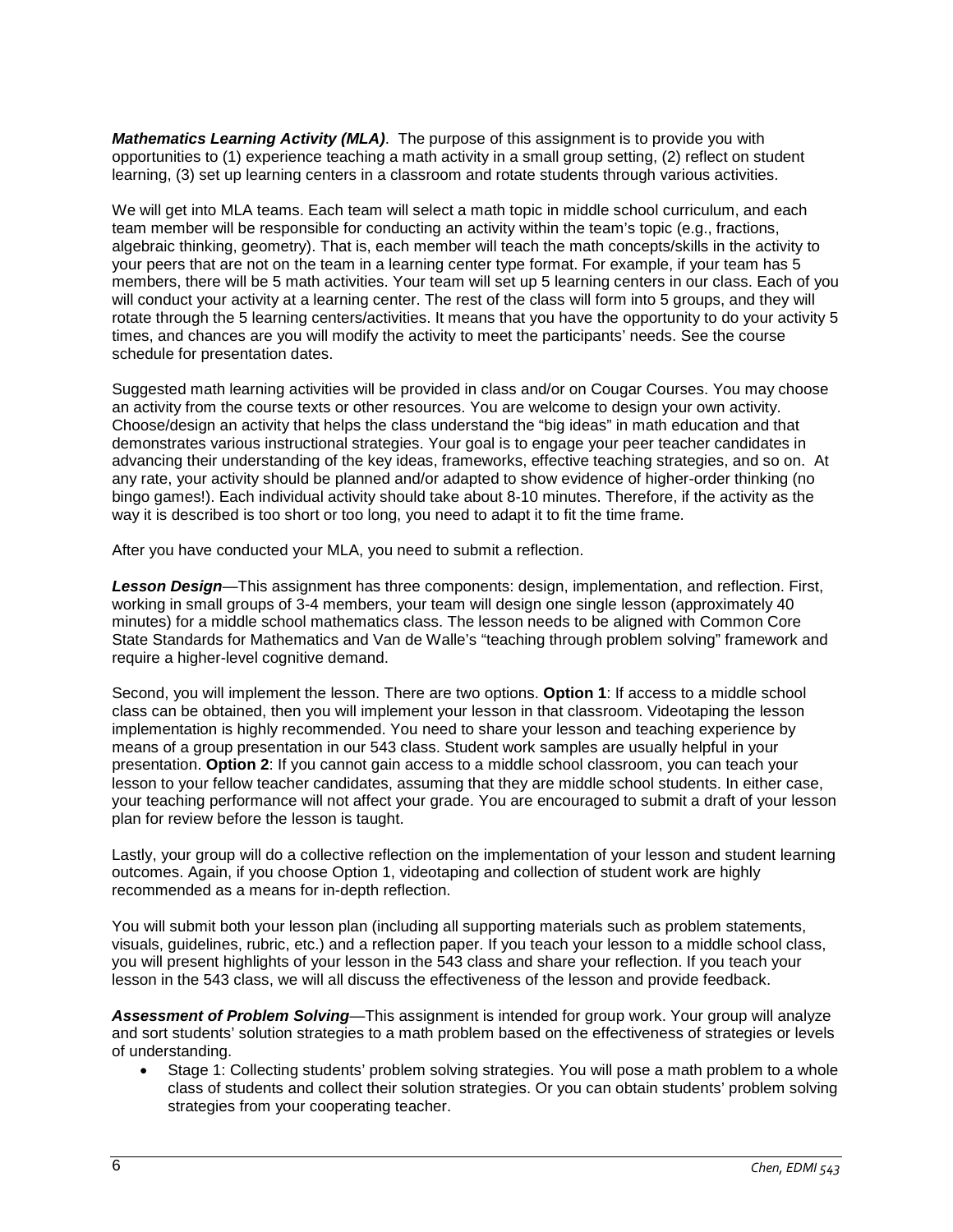***Mathematics Learning Activity (MLA)***. The purpose of this assignment is to provide you with opportunities to (1) experience teaching a math activity in a small group setting, (2) reflect on student learning, (3) set up learning centers in a classroom and rotate students through various activities.

We will get into MLA teams. Each team will select a math topic in middle school curriculum, and each team member will be responsible for conducting an activity within the team's topic (e.g., fractions, algebraic thinking, geometry). That is, each member will teach the math concepts/skills in the activity to your peers that are not on the team in a learning center type format. For example, if your team has 5 members, there will be 5 math activities. Your team will set up 5 learning centers in our class. Each of you will conduct your activity at a learning center. The rest of the class will form into 5 groups, and they will rotate through the 5 learning centers/activities. It means that you have the opportunity to do your activity 5 times, and chances are you will modify the activity to meet the participants' needs. See the course schedule for presentation dates.

Suggested math learning activities will be provided in class and/or on Cougar Courses. You may choose an activity from the course texts or other resources. You are welcome to design your own activity. Choose/design an activity that helps the class understand the "big ideas" in math education and that demonstrates various instructional strategies. Your goal is to engage your peer teacher candidates in advancing their understanding of the key ideas, frameworks, effective teaching strategies, and so on. At any rate, your activity should be planned and/or adapted to show evidence of higher-order thinking (no bingo games!). Each individual activity should take about 8-10 minutes. Therefore, if the activity as the way it is described is too short or too long, you need to adapt it to fit the time frame.

After you have conducted your MLA, you need to submit a reflection.

***Lesson Design***—This assignment has three components: design, implementation, and reflection. First, working in small groups of 3-4 members, your team will design one single lesson (approximately 40 minutes) for a middle school mathematics class. The lesson needs to be aligned with Common Core State Standards for Mathematics and Van de Walle's "teaching through problem solving" framework and require a higher-level cognitive demand.

Second, you will implement the lesson. There are two options. **Option 1**: If access to a middle school class can be obtained, then you will implement your lesson in that classroom. Videotaping the lesson implementation is highly recommended. You need to share your lesson and teaching experience by means of a group presentation in our 543 class. Student work samples are usually helpful in your presentation. **Option 2**: If you cannot gain access to a middle school classroom, you can teach your lesson to your fellow teacher candidates, assuming that they are middle school students. In either case, your teaching performance will not affect your grade. You are encouraged to submit a draft of your lesson plan for review before the lesson is taught.

Lastly, your group will do a collective reflection on the implementation of your lesson and student learning outcomes. Again, if you choose Option 1, videotaping and collection of student work are highly recommended as a means for in-depth reflection.

You will submit both your lesson plan (including all supporting materials such as problem statements, visuals, guidelines, rubric, etc.) and a reflection paper. If you teach your lesson to a middle school class, you will present highlights of your lesson in the 543 class and share your reflection. If you teach your lesson in the 543 class, we will all discuss the effectiveness of the lesson and provide feedback.

***Assessment of Problem Solving***—This assignment is intended for group work. Your group will analyze and sort students' solution strategies to a math problem based on the effectiveness of strategies or levels of understanding.

- Stage 1: Collecting students' problem solving strategies. You will pose a math problem to a whole class of students and collect their solution strategies. Or you can obtain students' problem solving strategies from your cooperating teacher.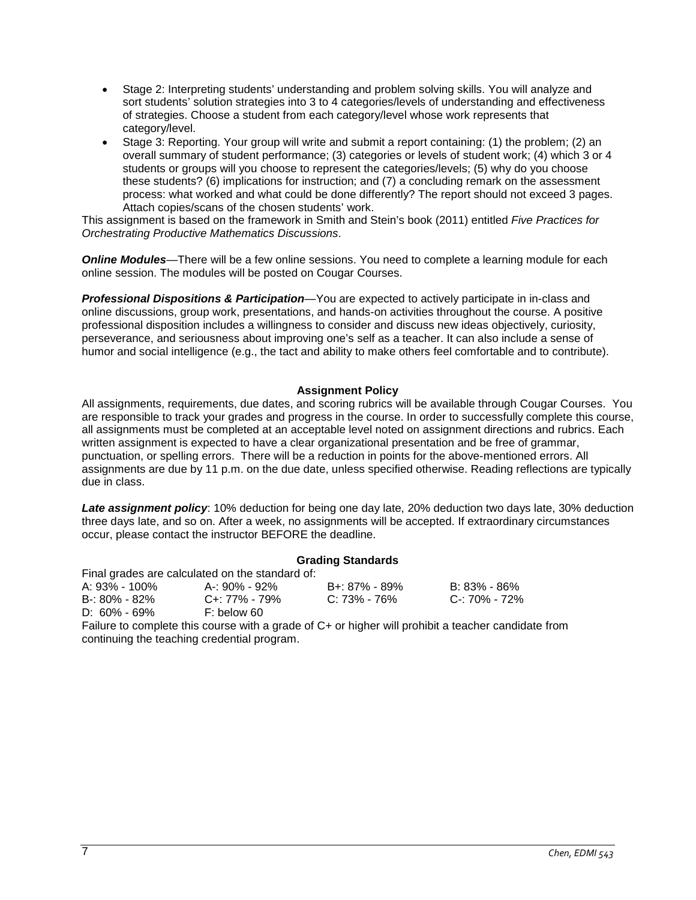- Stage 2: Interpreting students' understanding and problem solving skills. You will analyze and sort students' solution strategies into 3 to 4 categories/levels of understanding and effectiveness of strategies. Choose a student from each category/level whose work represents that category/level.
- Stage 3: Reporting. Your group will write and submit a report containing: (1) the problem; (2) an overall summary of student performance; (3) categories or levels of student work; (4) which 3 or 4 students or groups will you choose to represent the categories/levels; (5) why do you choose these students? (6) implications for instruction; and (7) a concluding remark on the assessment process: what worked and what could be done differently? The report should not exceed 3 pages. Attach copies/scans of the chosen students' work.

This assignment is based on the framework in Smith and Stein's book (2011) entitled *Five Practices for Orchestrating Productive Mathematics Discussions*.

***Online Modules***—There will be a few online sessions. You need to complete a learning module for each online session. The modules will be posted on Cougar Courses.

***Professional Dispositions & Participation***—You are expected to actively participate in in-class and online discussions, group work, presentations, and hands-on activities throughout the course. A positive professional disposition includes a willingness to consider and discuss new ideas objectively, curiosity, perseverance, and seriousness about improving one's self as a teacher. It can also include a sense of humor and social intelligence (e.g., the tact and ability to make others feel comfortable and to contribute).

### Assignment Policy

All assignments, requirements, due dates, and scoring rubrics will be available through Cougar Courses. You are responsible to track your grades and progress in the course. In order to successfully complete this course, all assignments must be completed at an acceptable level noted on assignment directions and rubrics. Each written assignment is expected to have a clear organizational presentation and be free of grammar, punctuation, or spelling errors. There will be a reduction in points for the above-mentioned errors. All assignments are due by 11 p.m. on the due date, unless specified otherwise. Reading reflections are typically due in class.

***Late assignment policy***: 10% deduction for being one day late, 20% deduction two days late, 30% deduction three days late, and so on. After a week, no assignments will be accepted. If extraordinary circumstances occur, please contact the instructor BEFORE the deadline.

### Grading Standards

Final grades are calculated on the standard of:

| | | | |
|---|---|---|---|
| A: 93% - 100% | A-: 90% - 92% | B+: 87% - 89% | B: 83% - 86% |
| B-: 80% - 82% | C+: 77% - 79% | C: 73% - 76% | C-: 70% - 72% |
| D: 60% - 69% | F: below 60 | | |

Failure to complete this course with a grade of C+ or higher will prohibit a teacher candidate from continuing the teaching credential program.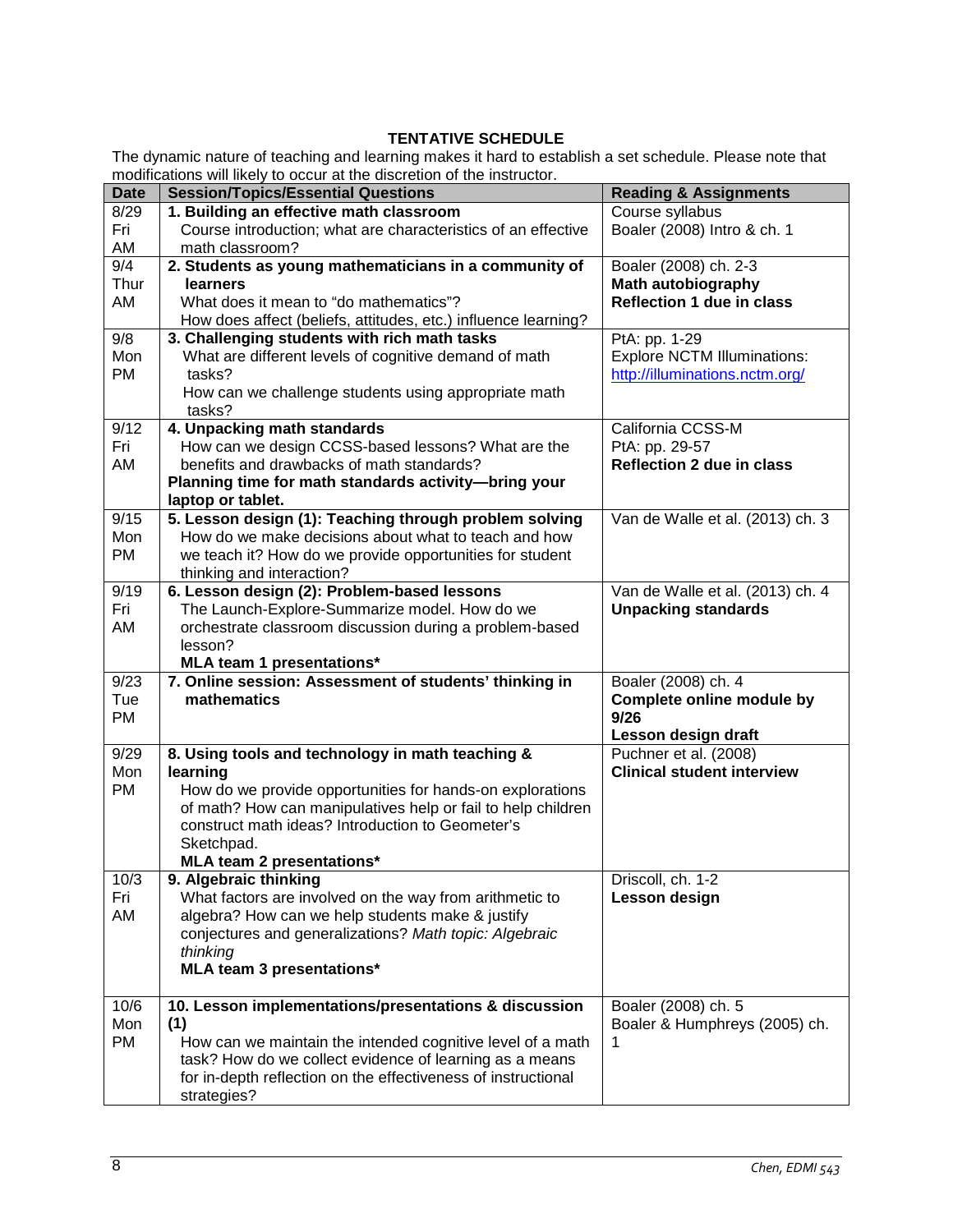## TENTATIVE SCHEDULE

The dynamic nature of teaching and learning makes it hard to establish a set schedule. Please note that modifications will likely to occur at the discretion of the instructor.

| Date | Session/Topics/Essential Questions | Reading & Assignments |
|---|---|---|
| 8/29 Fri AM | **1. Building an effective math classroom** Course introduction; what are characteristics of an effective math classroom? | Course syllabus Boaler (2008) Intro & ch. 1 |
| 9/4 Thur AM | **2. Students as young mathematicians in a community of learners** What does it mean to "do mathematics"? How does affect (beliefs, attitudes, etc.) influence learning? | Boaler (2008) ch. 2-3 **Math autobiography** **Reflection 1 due in class** |
| 9/8 Mon PM | **3. Challenging students with rich math tasks** What are different levels of cognitive demand of math tasks? How can we challenge students using appropriate math tasks? | PtA: pp. 1-29 Explore NCTM Illuminations: [http://illuminations.nctm.org/](http://illuminations.nctm.org/) |
| 9/12 Fri AM | **4. Unpacking math standards** How can we design CCSS-based lessons? What are the benefits and drawbacks of math standards? **Planning time for math standards activity—bring your laptop or tablet.** | California CCSS-M PtA: pp. 29-57 **Reflection 2 due in class** |
| 9/15 Mon PM | **5. Lesson design (1): Teaching through problem solving** How do we make decisions about what to teach and how we teach it? How do we provide opportunities for student thinking and interaction? | Van de Walle et al. (2013) ch. 3 |
| 9/19 Fri AM | **6. Lesson design (2): Problem-based lessons** The Launch-Explore-Summarize model. How do we orchestrate classroom discussion during a problem-based lesson? **MLA team 1 presentations*** | Van de Walle et al. (2013) ch. 4 **Unpacking standards** |
| 9/23 Tue PM | **7. Online session: Assessment of students' thinking in mathematics** | Boaler (2008) ch. 4 **Complete online module by 9/26** **Lesson design draft** |
| 9/29 Mon PM | **8. Using tools and technology in math teaching & learning** How do we provide opportunities for hands-on explorations of math? How can manipulatives help or fail to help children construct math ideas? Introduction to Geometer's Sketchpad. **MLA team 2 presentations*** | Puchner et al. (2008) **Clinical student interview** |
| 10/3 Fri AM | **9. Algebraic thinking** What factors are involved on the way from arithmetic to algebra? How can we help students make & justify conjectures and generalizations? *Math topic: Algebraic thinking* **MLA team 3 presentations*** | Driscoll, ch. 1-2 **Lesson design** |
| 10/6 Mon PM | **10. Lesson implementations/presentations & discussion (1)** How can we maintain the intended cognitive level of a math task? How do we collect evidence of learning as a means for in-depth reflection on the effectiveness of instructional strategies? | Boaler (2008) ch. 5 Boaler & Humphreys (2005) ch. 1 |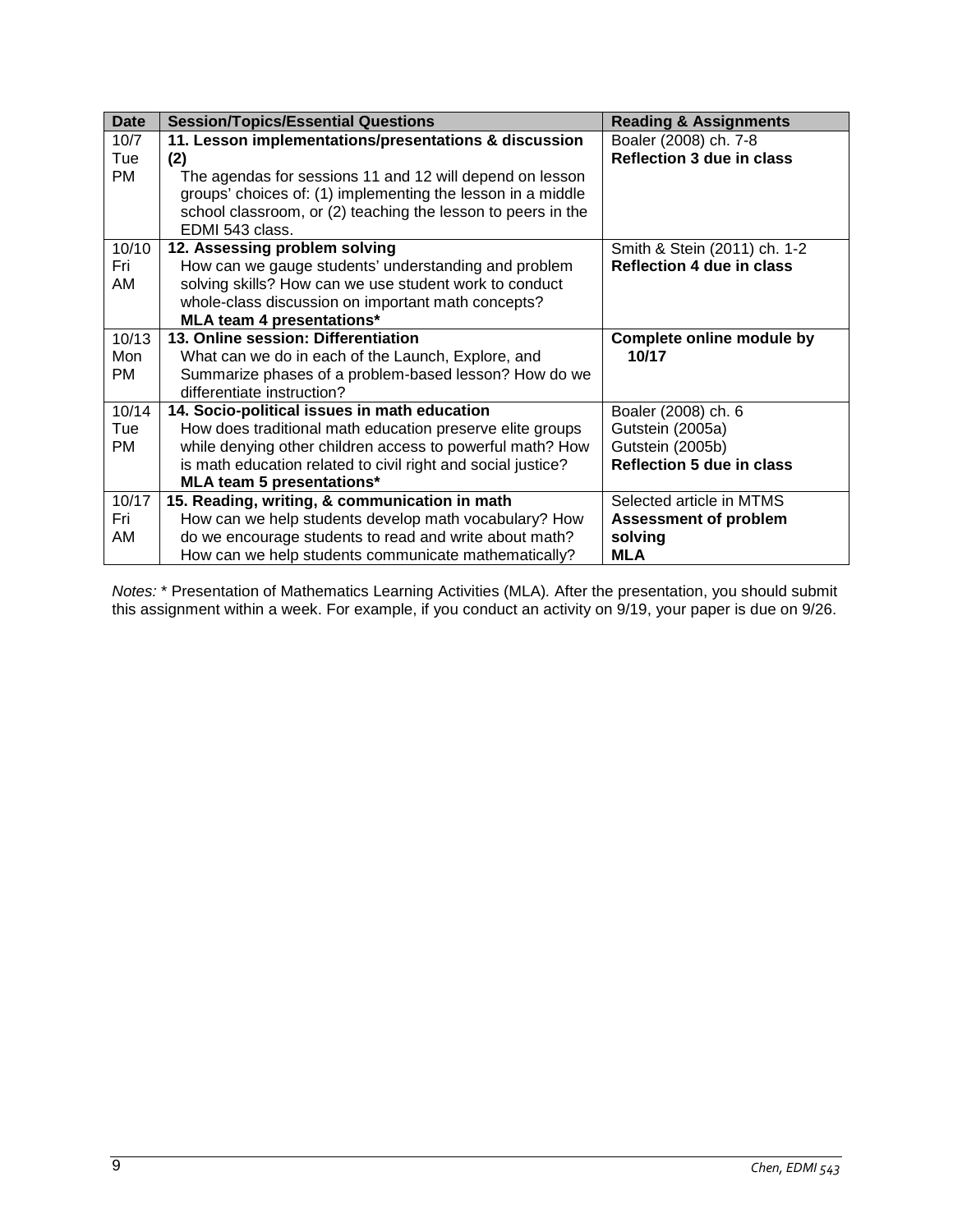| Date | Session/Topics/Essential Questions | Reading & Assignments |
|---|---|---|
| 10/7 Tue PM | **11. Lesson implementations/presentations & discussion (2)** The agendas for sessions 11 and 12 will depend on lesson groups' choices of: (1) implementing the lesson in a middle school classroom, or (2) teaching the lesson to peers in the EDMI 543 class. | Boaler (2008) ch. 7-8 **Reflection 3 due in class** |
| 10/10 Fri AM | **12. Assessing problem solving** How can we gauge students' understanding and problem solving skills? How can we use student work to conduct whole-class discussion on important math concepts? **MLA team 4 presentations*** | Smith & Stein (2011) ch. 1-2 **Reflection 4 due in class** |
| 10/13 Mon PM | **13. Online session: Differentiation** What can we do in each of the Launch, Explore, and Summarize phases of a problem-based lesson? How do we differentiate instruction? | **Complete online module by 10/17** |
| 10/14 Tue PM | **14. Socio-political issues in math education** How does traditional math education preserve elite groups while denying other children access to powerful math? How is math education related to civil right and social justice? **MLA team 5 presentations*** | Boaler (2008) ch. 6 Gutstein (2005a) Gutstein (2005b) **Reflection 5 due in class** |
| 10/17 Fri AM | **15. Reading, writing, & communication in math** How can we help students develop math vocabulary? How do we encourage students to read and write about math? How can we help students communicate mathematically? | Selected article in MTMS **Assessment of problem solving** **MLA** |

*Notes:* * Presentation of Mathematics Learning Activities (MLA). After the presentation, you should submit this assignment within a week. For example, if you conduct an activity on 9/19, your paper is due on 9/26.